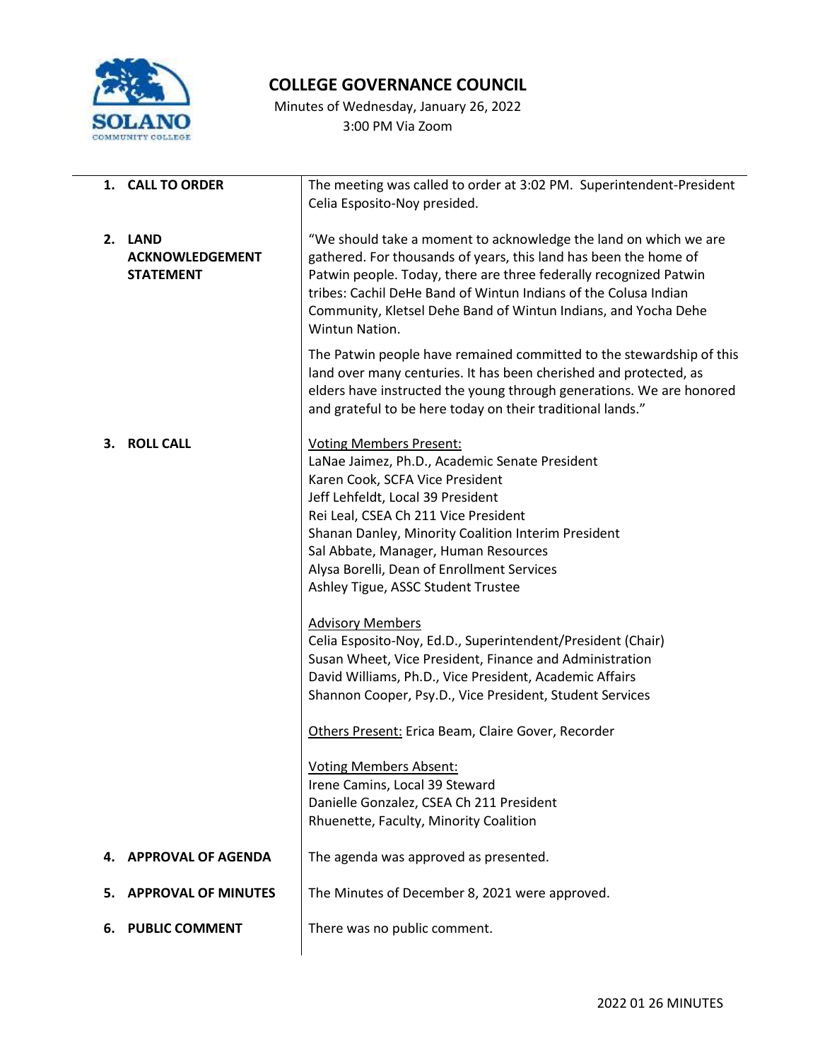# COLLEGE GOVERNANCE COUNCIL

Minutes of Wednesday, January 26, 2022
3:00 PM Via Zoom

| | |
|---|---|
| **1. CALL TO ORDER** | The meeting was called to order at 3:02 PM. Superintendent-President Celia Esposito-Noy presided. |
| **2. LAND ACKNOWLEDGEMENT STATEMENT** | "We should take a moment to acknowledge the land on which we are gathered. For thousands of years, this land has been the home of Patwin people. Today, there are three federally recognized Patwin tribes: Cachil DeHe Band of Wintun Indians of the Colusa Indian Community, Kletsel Dehe Band of Wintun Indians, and Yocha Dehe Wintun Nation.<br><br>The Patwin people have remained committed to the stewardship of this land over many centuries. It has been cherished and protected, as elders have instructed the young through generations. We are honored and grateful to be here today on their traditional lands." |
| **3. ROLL CALL** | <u>Voting Members Present:</u><br>LaNae Jaimez, Ph.D., Academic Senate President<br>Karen Cook, SCFA Vice President<br>Jeff Lehfeldt, Local 39 President<br>Rei Leal, CSEA Ch 211 Vice President<br>Shanan Danley, Minority Coalition Interim President<br>Sal Abbate, Manager, Human Resources<br>Alysa Borelli, Dean of Enrollment Services<br>Ashley Tigue, ASSC Student Trustee<br><br><u>Advisory Members</u><br>Celia Esposito-Noy, Ed.D., Superintendent/President (Chair)<br>Susan Wheet, Vice President, Finance and Administration<br>David Williams, Ph.D., Vice President, Academic Affairs<br>Shannon Cooper, Psy.D., Vice President, Student Services<br><br><u>Others Present:</u> Erica Beam, Claire Gover, Recorder<br><br><u>Voting Members Absent:</u><br>Irene Camins, Local 39 Steward<br>Danielle Gonzalez, CSEA Ch 211 President<br>Rhuenette, Faculty, Minority Coalition |
| **4. APPROVAL OF AGENDA** | The agenda was approved as presented. |
| **5. APPROVAL OF MINUTES** | The Minutes of December 8, 2021 were approved. |
| **6. PUBLIC COMMENT** | There was no public comment. |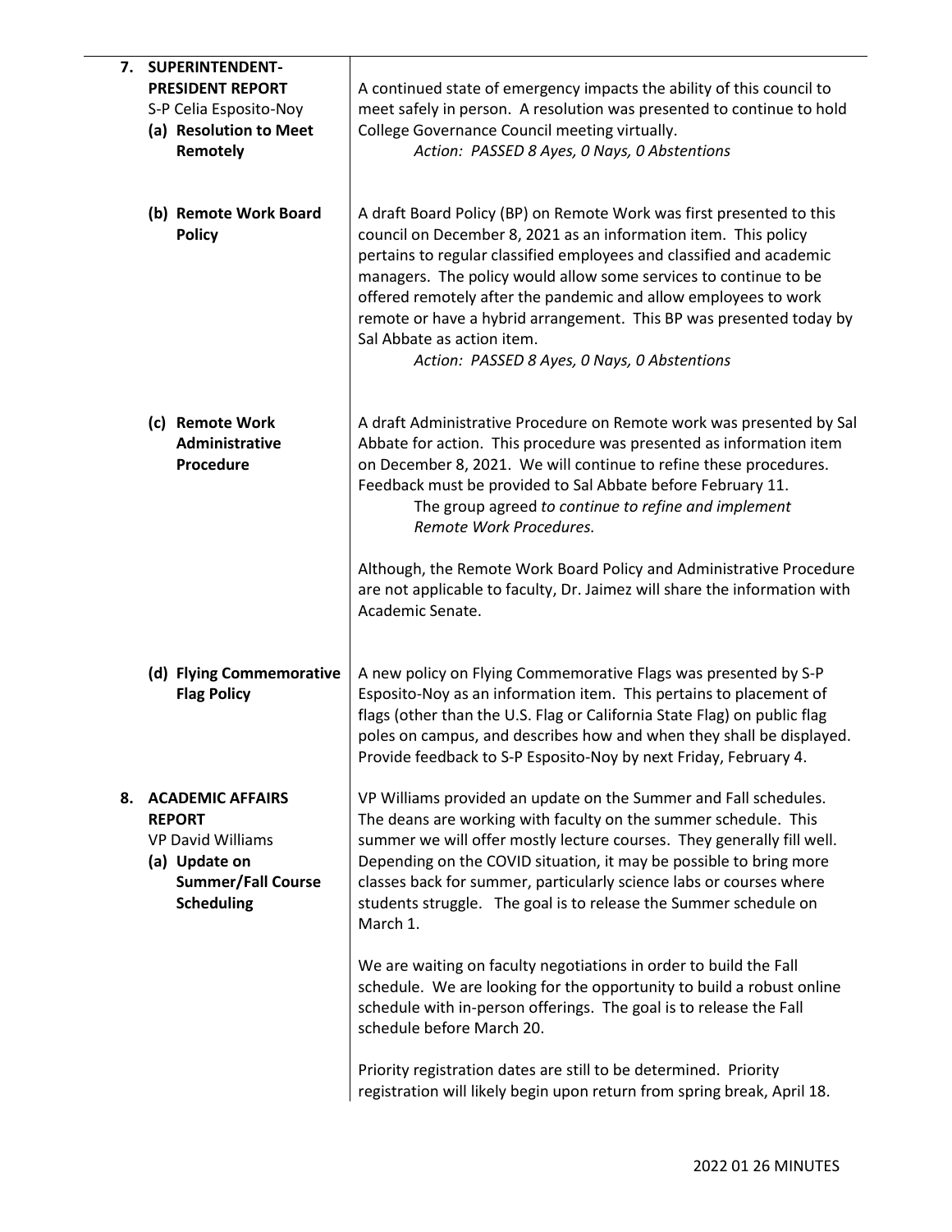| | |
|---|---|
| **7. SUPERINTENDENT-PRESIDENT REPORT**<br>S-P Celia Esposito-Noy<br>**(a) Resolution to Meet Remotely** | A continued state of emergency impacts the ability of this council to meet safely in person. A resolution was presented to continue to hold College Governance Council meeting virtually.<br>*Action: PASSED 8 Ayes, 0 Nays, 0 Abstentions* |
| **(b) Remote Work Board Policy** | A draft Board Policy (BP) on Remote Work was first presented to this council on December 8, 2021 as an information item. This policy pertains to regular classified employees and classified and academic managers. The policy would allow some services to continue to be offered remotely after the pandemic and allow employees to work remote or have a hybrid arrangement. This BP was presented today by Sal Abbate as action item.<br>*Action: PASSED 8 Ayes, 0 Nays, 0 Abstentions* |
| **(c) Remote Work Administrative Procedure** | A draft Administrative Procedure on Remote work was presented by Sal Abbate for action. This procedure was presented as information item on December 8, 2021. We will continue to refine these procedures. Feedback must be provided to Sal Abbate before February 11.<br>The group agreed *to continue to refine and implement Remote Work Procedures.*<br><br>Although, the Remote Work Board Policy and Administrative Procedure are not applicable to faculty, Dr. Jaimez will share the information with Academic Senate. |
| **(d) Flying Commemorative Flag Policy** | A new policy on Flying Commemorative Flags was presented by S-P Esposito-Noy as an information item. This pertains to placement of flags (other than the U.S. Flag or California State Flag) on public flag poles on campus, and describes how and when they shall be displayed. Provide feedback to S-P Esposito-Noy by next Friday, February 4. |
| **8. ACADEMIC AFFAIRS REPORT**<br>VP David Williams<br>**(a) Update on Summer/Fall Course Scheduling** | VP Williams provided an update on the Summer and Fall schedules. The deans are working with faculty on the summer schedule. This summer we will offer mostly lecture courses. They generally fill well. Depending on the COVID situation, it may be possible to bring more classes back for summer, particularly science labs or courses where students struggle. The goal is to release the Summer schedule on March 1.<br><br>We are waiting on faculty negotiations in order to build the Fall schedule. We are looking for the opportunity to build a robust online schedule with in-person offerings. The goal is to release the Fall schedule before March 20.<br><br>Priority registration dates are still to be determined. Priority registration will likely begin upon return from spring break, April 18. |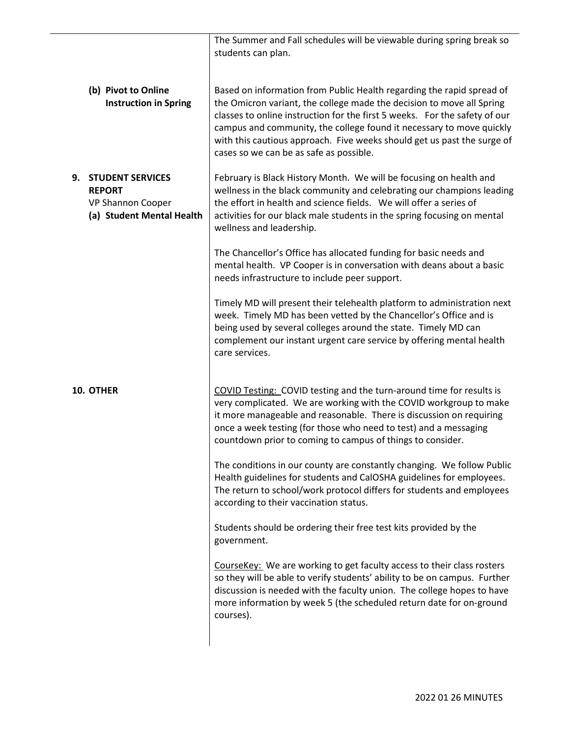| | |
|---|---|
| | The Summer and Fall schedules will be viewable during spring break so students can plan. |
| **(b) Pivot to Online Instruction in Spring** | Based on information from Public Health regarding the rapid spread of the Omicron variant, the college made the decision to move all Spring classes to online instruction for the first 5 weeks. For the safety of our campus and community, the college found it necessary to move quickly with this cautious approach. Five weeks should get us past the surge of cases so we can be as safe as possible. |
| **9. STUDENT SERVICES REPORT**<br>VP Shannon Cooper<br>**(a) Student Mental Health** | February is Black History Month. We will be focusing on health and wellness in the black community and celebrating our champions leading the effort in health and science fields. We will offer a series of activities for our black male students in the spring focusing on mental wellness and leadership.<br><br>The Chancellor's Office has allocated funding for basic needs and mental health. VP Cooper is in conversation with deans about a basic needs infrastructure to include peer support.<br><br>Timely MD will present their telehealth platform to administration next week. Timely MD has been vetted by the Chancellor's Office and is being used by several colleges around the state. Timely MD can complement our instant urgent care service by offering mental health care services. |
| **10. OTHER** | <u>COVID Testing:</u> COVID testing and the turn-around time for results is very complicated. We are working with the COVID workgroup to make it more manageable and reasonable. There is discussion on requiring once a week testing (for those who need to test) and a messaging countdown prior to coming to campus of things to consider.<br><br>The conditions in our county are constantly changing. We follow Public Health guidelines for students and CalOSHA guidelines for employees. The return to school/work protocol differs for students and employees according to their vaccination status.<br><br>Students should be ordering their free test kits provided by the government.<br><br><u>CourseKey:</u> We are working to get faculty access to their class rosters so they will be able to verify students' ability to be on campus. Further discussion is needed with the faculty union. The college hopes to have more information by week 5 (the scheduled return date for on-ground courses). |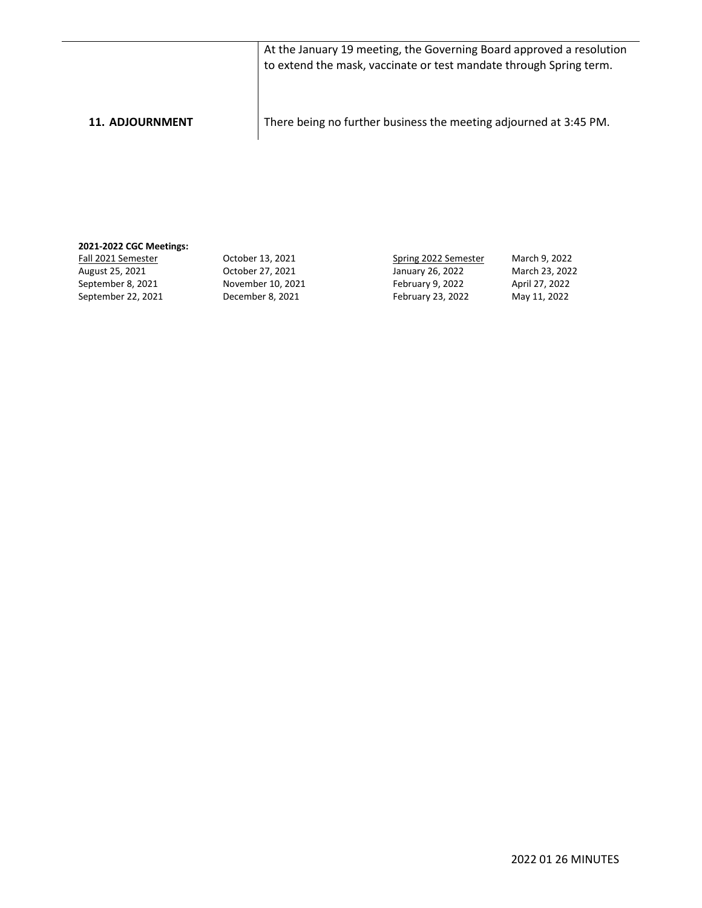| | |
|---|---|
| | At the January 19 meeting, the Governing Board approved a resolution to extend the mask, vaccinate or test mandate through Spring term. |
| **11. ADJOURNMENT** | There being no further business the meeting adjourned at 3:45 PM. |

**2021-2022 CGC Meetings:**

| | | | |
|---|---|---|---|
| Fall 2021 Semester | October 13, 2021 | Spring 2022 Semester | March 9, 2022 |
| August 25, 2021 | October 27, 2021 | January 26, 2022 | March 23, 2022 |
| September 8, 2021 | November 10, 2021 | February 9, 2022 | April 27, 2022 |
| September 22, 2021 | December 8, 2021 | February 23, 2022 | May 11, 2022 |